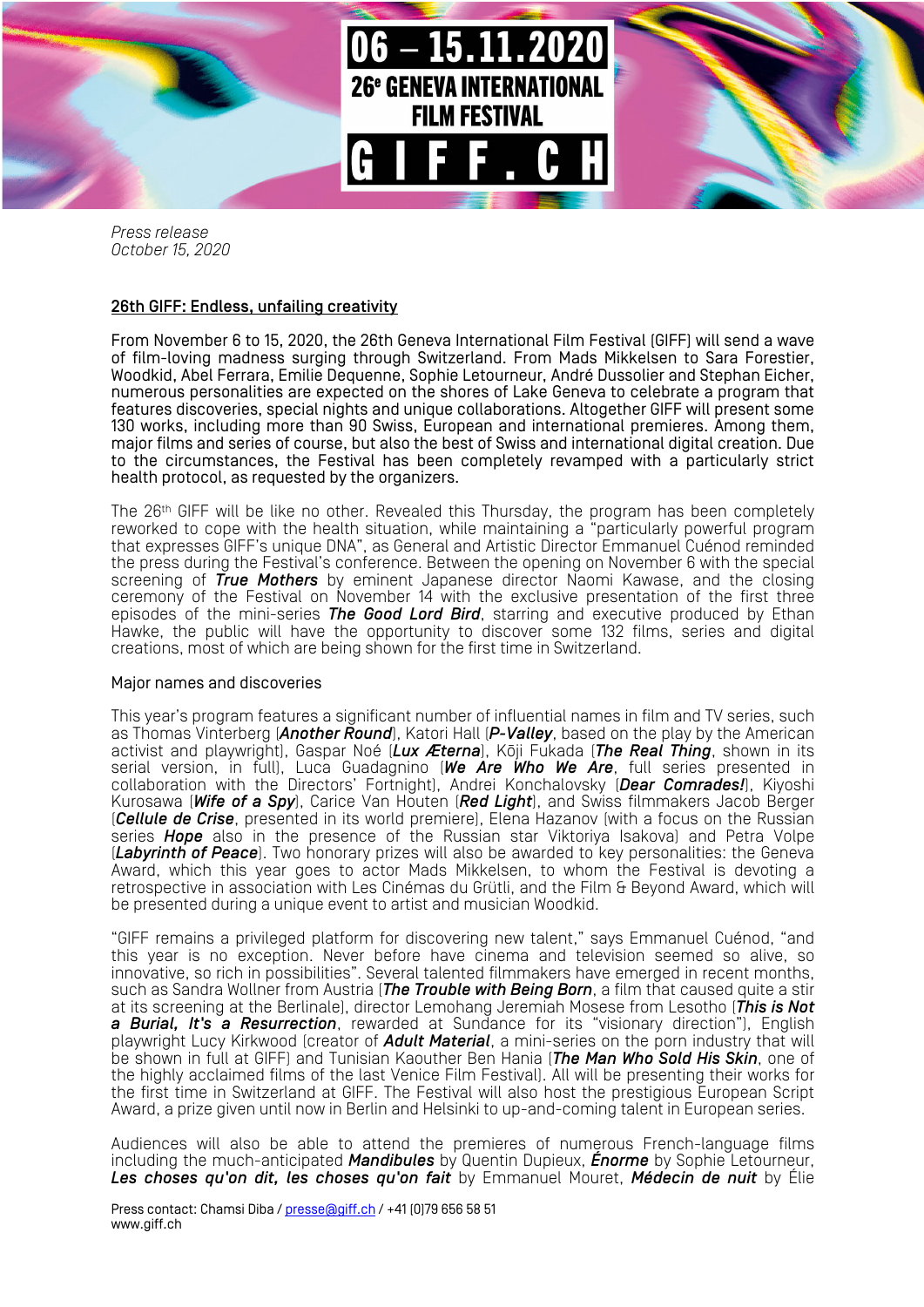06 – 15.11.2020

26e GENEVA INTERNATIONAL FILM FESTIVAL

GIFF.CH

*Press release*
*October 15, 2020*

## 26th GIFF: Endless, unfailing creativity

From November 6 to 15, 2020, the 26th Geneva International Film Festival (GIFF) will send a wave of film-loving madness surging through Switzerland. From Mads Mikkelsen to Sara Forestier, Woodkid, Abel Ferrara, Emilie Dequenne, Sophie Letourneur, André Dussolier and Stephan Eicher, numerous personalities are expected on the shores of Lake Geneva to celebrate a program that features discoveries, special nights and unique collaborations. Altogether GIFF will present some 130 works, including more than 90 Swiss, European and international premieres. Among them, major films and series of course, but also the best of Swiss and international digital creation. Due to the circumstances, the Festival has been completely revamped with a particularly strict health protocol, as requested by the organizers.

The 26th GIFF will be like no other. Revealed this Thursday, the program has been completely reworked to cope with the health situation, while maintaining a "particularly powerful program that expresses GIFF's unique DNA", as General and Artistic Director Emmanuel Cuénod reminded the press during the Festival's conference. Between the opening on November 6 with the special screening of ***True Mothers*** by eminent Japanese director Naomi Kawase, and the closing ceremony of the Festival on November 14 with the exclusive presentation of the first three episodes of the mini-series ***The Good Lord Bird***, starring and executive produced by Ethan Hawke, the public will have the opportunity to discover some 132 films, series and digital creations, most of which are being shown for the first time in Switzerland.

### Major names and discoveries

This year's program features a significant number of influential names in film and TV series, such as Thomas Vinterberg (***Another Round***), Katori Hall (***P-Valley***, based on the play by the American activist and playwright), Gaspar Noé (***Lux Æterna***), Kōji Fukada (***The Real Thing***, shown in its serial version, in full), Luca Guadagnino (***We Are Who We Are***, full series presented in collaboration with the Directors' Fortnight), Andrei Konchalovsky (***Dear Comrades!***), Kiyoshi Kurosawa (***Wife of a Spy***), Carice Van Houten (***Red Light***), and Swiss filmmakers Jacob Berger (***Cellule de Crise***, presented in its world premiere), Elena Hazanov (with a focus on the Russian series ***Hope*** also in the presence of the Russian star Viktoriya Isakova) and Petra Volpe (***Labyrinth of Peace***). Two honorary prizes will also be awarded to key personalities: the Geneva Award, which this year goes to actor Mads Mikkelsen, to whom the Festival is devoting a retrospective in association with Les Cinémas du Grütli, and the Film & Beyond Award, which will be presented during a unique event to artist and musician Woodkid.

"GIFF remains a privileged platform for discovering new talent," says Emmanuel Cuénod, "and this year is no exception. Never before have cinema and television seemed so alive, so innovative, so rich in possibilities". Several talented filmmakers have emerged in recent months, such as Sandra Wollner from Austria (***The Trouble with Being Born***, a film that caused quite a stir at its screening at the Berlinale), director Lemohang Jeremiah Mosese from Lesotho (***This is Not a Burial, It's a Resurrection***, rewarded at Sundance for its "visionary direction"), English playwright Lucy Kirkwood (creator of ***Adult Material***, a mini-series on the porn industry that will be shown in full at GIFF) and Tunisian Kaouther Ben Hania (***The Man Who Sold His Skin***, one of the highly acclaimed films of the last Venice Film Festival). All will be presenting their works for the first time in Switzerland at GIFF. The Festival will also host the prestigious European Script Award, a prize given until now in Berlin and Helsinki to up-and-coming talent in European series.

Audiences will also be able to attend the premieres of numerous French-language films including the much-anticipated ***Mandibules*** by Quentin Dupieux, ***Énorme*** by Sophie Letourneur, ***Les choses qu'on dit, les choses qu'on fait*** by Emmanuel Mouret, ***Médecin de nuit*** by Élie

Press contact: Chamsi Diba / presse@giff.ch / +41 (0)79 656 58 51
www.giff.ch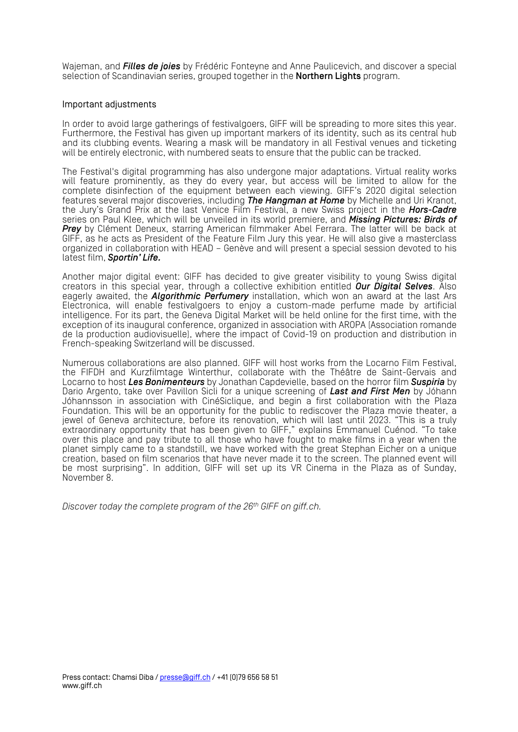Wajeman, and ***Filles de joies*** by Frédéric Fonteyne and Anne Paulicevich, and discover a special selection of Scandinavian series, grouped together in the **Northern Lights** program.

## Important adjustments

In order to avoid large gatherings of festivalgoers, GIFF will be spreading to more sites this year. Furthermore, the Festival has given up important markers of its identity, such as its central hub and its clubbing events. Wearing a mask will be mandatory in all Festival venues and ticketing will be entirely electronic, with numbered seats to ensure that the public can be tracked.

The Festival's digital programming has also undergone major adaptations. Virtual reality works will feature prominently, as they do every year, but access will be limited to allow for the complete disinfection of the equipment between each viewing. GIFF's 2020 digital selection features several major discoveries, including ***The Hangman at Home*** by Michelle and Uri Kranot, the Jury's Grand Prix at the last Venice Film Festival, a new Swiss project in the ***Hors-Cadre*** series on Paul Klee, which will be unveiled in its world premiere, and ***Missing Pictures: Birds of Prey*** by Clément Deneux, starring American filmmaker Abel Ferrara. The latter will be back at GIFF, as he acts as President of the Feature Film Jury this year. He will also give a masterclass organized in collaboration with HEAD – Genève and will present a special session devoted to his latest film, ***Sportin' Life.***

Another major digital event: GIFF has decided to give greater visibility to young Swiss digital creators in this special year, through a collective exhibition entitled ***Our Digital Selves***. Also eagerly awaited, the ***Algorithmic Perfumery*** installation, which won an award at the last Ars Electronica, will enable festivalgoers to enjoy a custom-made perfume made by artificial intelligence. For its part, the Geneva Digital Market will be held online for the first time, with the exception of its inaugural conference, organized in association with AROPA (Association romande de la production audiovisuelle), where the impact of Covid-19 on production and distribution in French-speaking Switzerland will be discussed.

Numerous collaborations are also planned. GIFF will host works from the Locarno Film Festival, the FIFDH and Kurzfilmtage Winterthur, collaborate with the Théâtre de Saint-Gervais and Locarno to host ***Les Bonimenteurs*** by Jonathan Capdevielle, based on the horror film ***Suspiria*** by Dario Argento, take over Pavillon Sicli for a unique screening of ***Last and First Men*** by Jóhann Jóhannsson in association with CinéSiclique, and begin a first collaboration with the Plaza Foundation. This will be an opportunity for the public to rediscover the Plaza movie theater, a jewel of Geneva architecture, before its renovation, which will last until 2023. "This is a truly extraordinary opportunity that has been given to GIFF," explains Emmanuel Cuénod. "To take over this place and pay tribute to all those who have fought to make films in a year when the planet simply came to a standstill, we have worked with the great Stephan Eicher on a unique creation, based on film scenarios that have never made it to the screen. The planned event will be most surprising". In addition, GIFF will set up its VR Cinema in the Plaza as of Sunday, November 8.

*Discover today the complete program of the 26th GIFF on giff.ch.*

Press contact: Chamsi Diba / presse@giff.ch / +41 (0)79 656 58 51
www.giff.ch